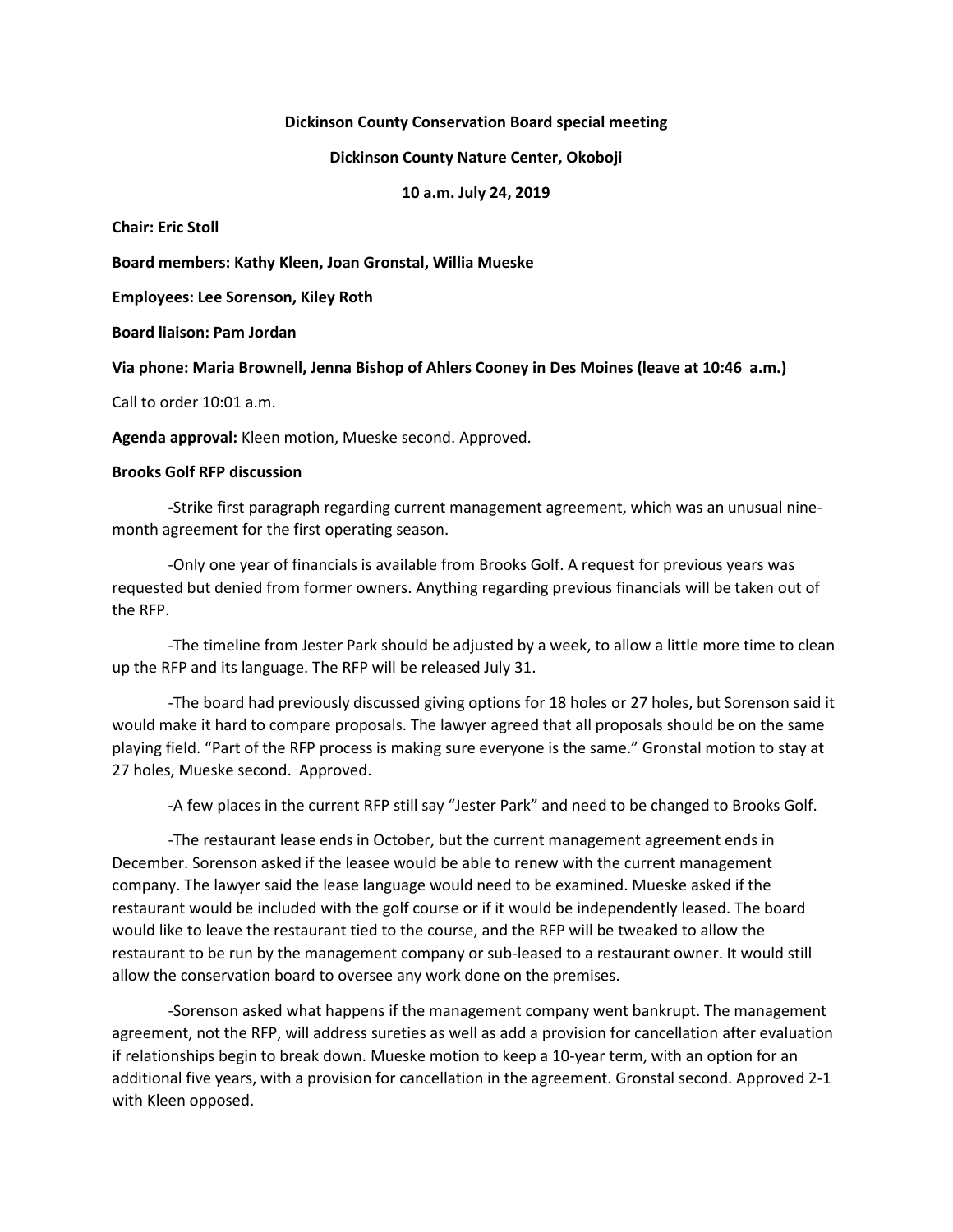**Dickinson County Conservation Board special meeting**

**Dickinson County Nature Center, Okoboji**

**10 a.m. July 24, 2019**

**Chair: Eric Stoll**

**Board members: Kathy Kleen, Joan Gronstal, Willia Mueske**

**Employees: Lee Sorenson, Kiley Roth**

**Board liaison: Pam Jordan**

**Via phone: Maria Brownell, Jenna Bishop of Ahlers Cooney in Des Moines (leave at 10:46 a.m.)**

Call to order 10:01 a.m.

**Agenda approval:** Kleen motion, Mueske second. Approved.

**Brooks Golf RFP discussion**

**-**Strike first paragraph regarding current management agreement, which was an unusual nine-month agreement for the first operating season.

-Only one year of financials is available from Brooks Golf. A request for previous years was requested but denied from former owners. Anything regarding previous financials will be taken out of the RFP.

-The timeline from Jester Park should be adjusted by a week, to allow a little more time to clean up the RFP and its language. The RFP will be released July 31.

-The board had previously discussed giving options for 18 holes or 27 holes, but Sorenson said it would make it hard to compare proposals. The lawyer agreed that all proposals should be on the same playing field. "Part of the RFP process is making sure everyone is the same." Gronstal motion to stay at 27 holes, Mueske second. Approved.

-A few places in the current RFP still say "Jester Park" and need to be changed to Brooks Golf.

-The restaurant lease ends in October, but the current management agreement ends in December. Sorenson asked if the leasee would be able to renew with the current management company. The lawyer said the lease language would need to be examined. Mueske asked if the restaurant would be included with the golf course or if it would be independently leased. The board would like to leave the restaurant tied to the course, and the RFP will be tweaked to allow the restaurant to be run by the management company or sub-leased to a restaurant owner. It would still allow the conservation board to oversee any work done on the premises.

-Sorenson asked what happens if the management company went bankrupt. The management agreement, not the RFP, will address sureties as well as add a provision for cancellation after evaluation if relationships begin to break down. Mueske motion to keep a 10-year term, with an option for an additional five years, with a provision for cancellation in the agreement. Gronstal second. Approved 2-1 with Kleen opposed.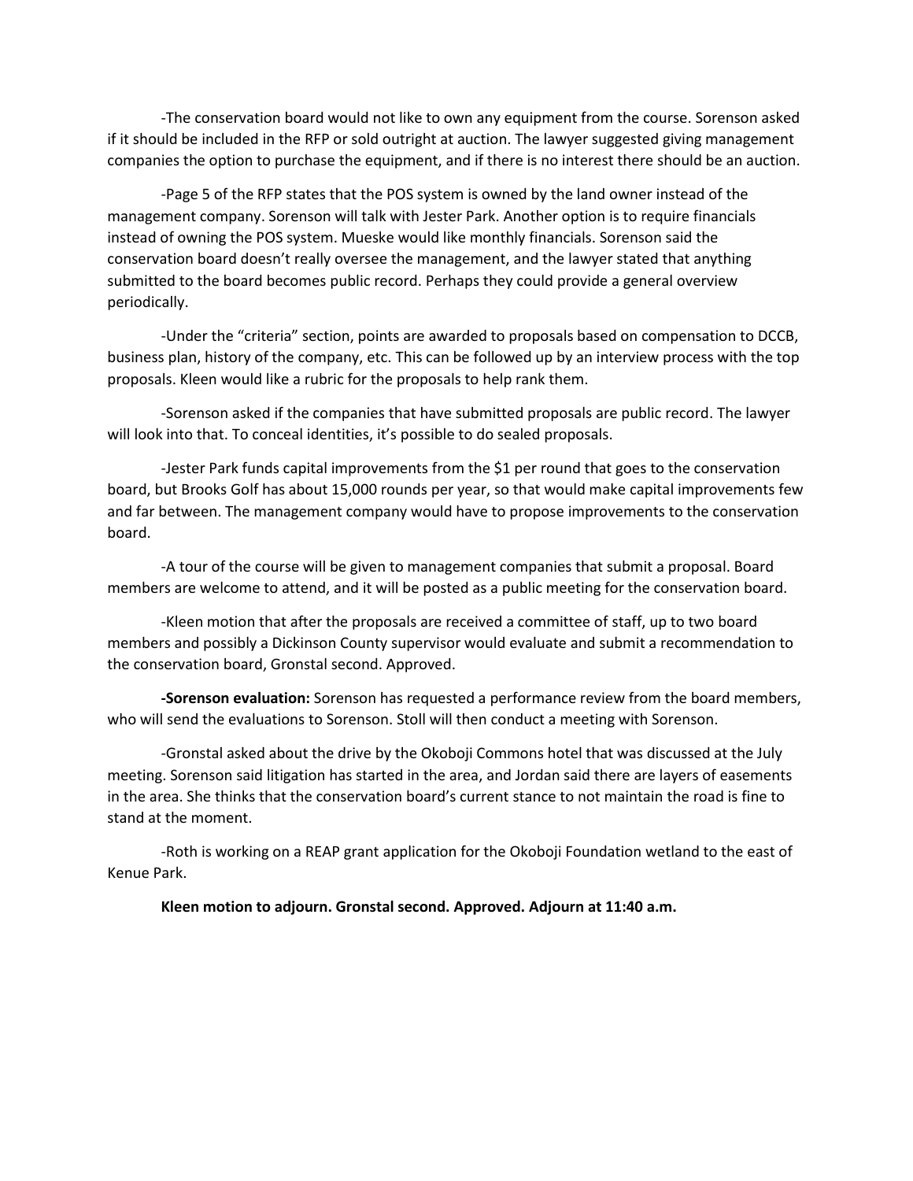-The conservation board would not like to own any equipment from the course. Sorenson asked if it should be included in the RFP or sold outright at auction. The lawyer suggested giving management companies the option to purchase the equipment, and if there is no interest there should be an auction.

-Page 5 of the RFP states that the POS system is owned by the land owner instead of the management company. Sorenson will talk with Jester Park. Another option is to require financials instead of owning the POS system. Mueske would like monthly financials. Sorenson said the conservation board doesn't really oversee the management, and the lawyer stated that anything submitted to the board becomes public record. Perhaps they could provide a general overview periodically.

-Under the "criteria" section, points are awarded to proposals based on compensation to DCCB, business plan, history of the company, etc. This can be followed up by an interview process with the top proposals. Kleen would like a rubric for the proposals to help rank them.

-Sorenson asked if the companies that have submitted proposals are public record. The lawyer will look into that. To conceal identities, it's possible to do sealed proposals.

-Jester Park funds capital improvements from the $1 per round that goes to the conservation board, but Brooks Golf has about 15,000 rounds per year, so that would make capital improvements few and far between. The management company would have to propose improvements to the conservation board.

-A tour of the course will be given to management companies that submit a proposal. Board members are welcome to attend, and it will be posted as a public meeting for the conservation board.

-Kleen motion that after the proposals are received a committee of staff, up to two board members and possibly a Dickinson County supervisor would evaluate and submit a recommendation to the conservation board, Gronstal second. Approved.

**-Sorenson evaluation:** Sorenson has requested a performance review from the board members, who will send the evaluations to Sorenson. Stoll will then conduct a meeting with Sorenson.

-Gronstal asked about the drive by the Okoboji Commons hotel that was discussed at the July meeting. Sorenson said litigation has started in the area, and Jordan said there are layers of easements in the area. She thinks that the conservation board's current stance to not maintain the road is fine to stand at the moment.

-Roth is working on a REAP grant application for the Okoboji Foundation wetland to the east of Kenue Park.

**Kleen motion to adjourn. Gronstal second. Approved. Adjourn at 11:40 a.m.**